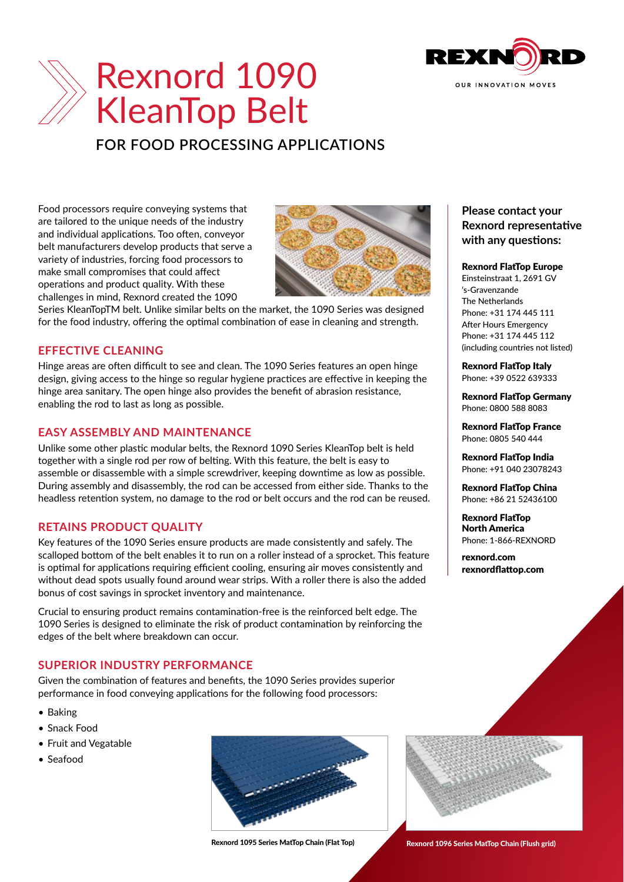# Rexnord 1090 KleanTop Belt

## FOR FOOD PROCESSING APPLICATIONS

Food processors require conveying systems that are tailored to the unique needs of the industry and individual applications. Too often, conveyor belt manufacturers develop products that serve a variety of industries, forcing food processors to make small compromises that could affect operations and product quality. With these challenges in mind, Rexnord created the 1090 Series KleanTopTM belt. Unlike similar belts on the market, the 1090 Series was designed for the food industry, offering the optimal combination of ease in cleaning and strength.

### EFFECTIVE CLEANING

Hinge areas are often difficult to see and clean. The 1090 Series features an open hinge design, giving access to the hinge so regular hygiene practices are effective in keeping the hinge area sanitary. The open hinge also provides the benefit of abrasion resistance, enabling the rod to last as long as possible.

### EASY ASSEMBLY AND MAINTENANCE

Unlike some other plastic modular belts, the Rexnord 1090 Series KleanTop belt is held together with a single rod per row of belting. With this feature, the belt is easy to assemble or disassemble with a simple screwdriver, keeping downtime as low as possible. During assembly and disassembly, the rod can be accessed from either side. Thanks to the headless retention system, no damage to the rod or belt occurs and the rod can be reused.

### RETAINS PRODUCT QUALITY

Key features of the 1090 Series ensure products are made consistently and safely. The scalloped bottom of the belt enables it to run on a roller instead of a sprocket. This feature is optimal for applications requiring efficient cooling, ensuring air moves consistently and without dead spots usually found around wear strips. With a roller there is also the added bonus of cost savings in sprocket inventory and maintenance.

Crucial to ensuring product remains contamination-free is the reinforced belt edge. The 1090 Series is designed to eliminate the risk of product contamination by reinforcing the edges of the belt where breakdown can occur.

### SUPERIOR INDUSTRY PERFORMANCE

Given the combination of features and benefits, the 1090 Series provides superior performance in food conveying applications for the following food processors:

- Baking
- Snack Food
- Fruit and Vegatable
- Seafood

**Rexnord 1095 Series MatTop Chain (Flat Top)**

**Rexnord 1096 Series MatTop Chain (Flush grid)**

**Please contact your Rexnord representative with any questions:**

**Rexnord FlatTop Europe**
Einsteinstraat 1, 2691 GV
's-Gravenzande
The Netherlands
Phone: +31 174 445 111
After Hours Emergency
Phone: +31 174 445 112
(including countries not listed)

**Rexnord FlatTop Italy**
Phone: +39 0522 639333

**Rexnord FlatTop Germany**
Phone: 0800 588 8083

**Rexnord FlatTop France**
Phone: 0805 540 444

**Rexnord FlatTop India**
Phone: +91 040 23078243

**Rexnord FlatTop China**
Phone: +86 21 52436100

**Rexnord FlatTop North America**
Phone: 1-866-REXNORD

**rexnord.com**
**rexnordflattop.com**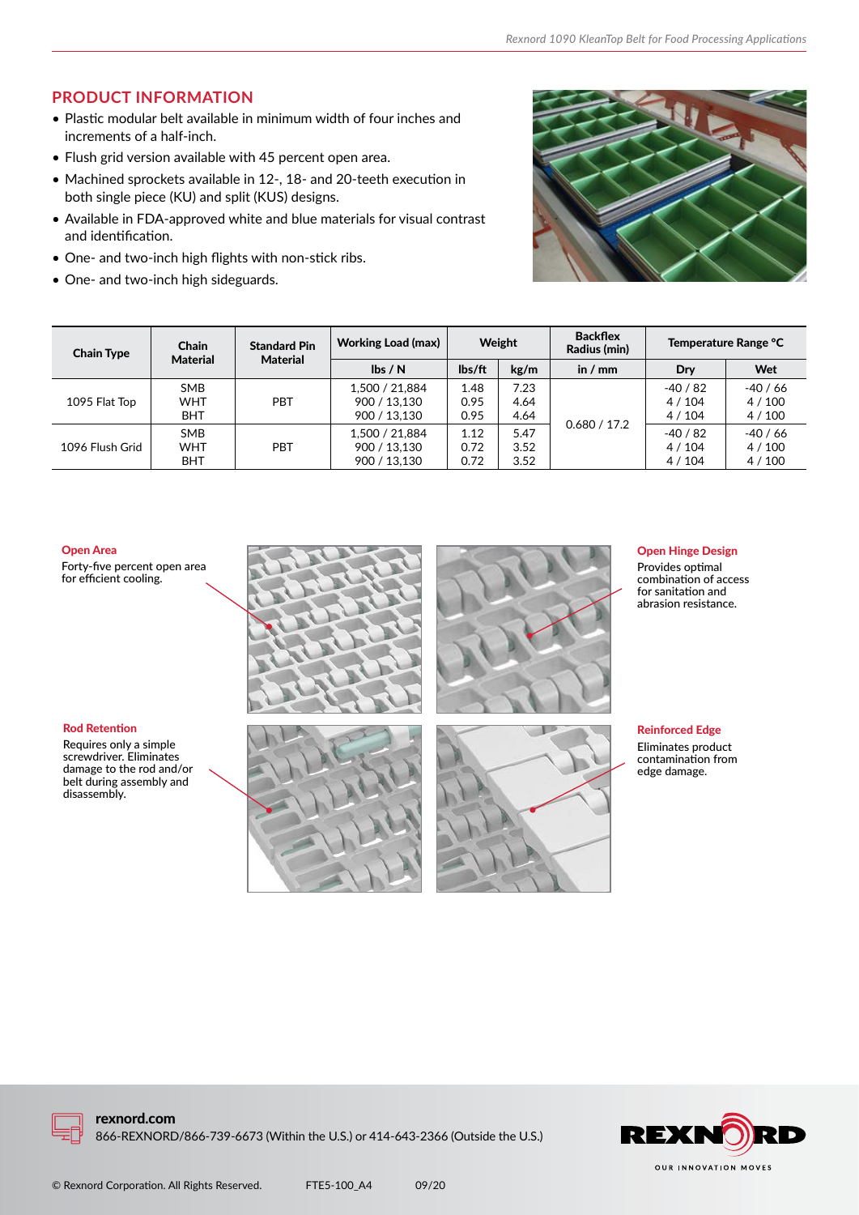## PRODUCT INFORMATION

- Plastic modular belt available in minimum width of four inches and increments of a half-inch.
- Flush grid version available with 45 percent open area.
- Machined sprockets available in 12-, 18- and 20-teeth execution in both single piece (KU) and split (KUS) designs.
- Available in FDA-approved white and blue materials for visual contrast and identification.
- One- and two-inch high flights with non-stick ribs.
- One- and two-inch high sideguards.

| Chain Type | Chain Material | Standard Pin Material | Working Load (max) | Weight | | Backflex Radius (min) | Temperature Range °C | |
|---|---|---|---|---|---|---|---|---|
| | | | lbs / N | lbs/ft | kg/m | in / mm | Dry | Wet |
| 1095 Flat Top | SMB<br>WHT<br>BHT | PBT | 1,500 / 21,884<br>900 / 13,130<br>900 / 13,130 | 1.48<br>0.95<br>0.95 | 7.23<br>4.64<br>4.64 | 0.680 / 17.2 | -40 / 82<br>4 / 104<br>4 / 104 | -40 / 66<br>4 / 100<br>4 / 100 |
| 1096 Flush Grid | SMB<br>WHT<br>BHT | PBT | 1,500 / 21,884<br>900 / 13,130<br>900 / 13,130 | 1.12<br>0.72<br>0.72 | 5.47<br>3.52<br>3.52 | 0.680 / 17.2 | -40 / 82<br>4 / 104<br>4 / 104 | -40 / 66<br>4 / 100<br>4 / 100 |

**Open Area**

Forty-five percent open area for efficient cooling.

**Open Hinge Design**

Provides optimal combination of access for sanitation and abrasion resistance.

**Rod Retention**

Requires only a simple screwdriver. Eliminates damage to the rod and/or belt during assembly and disassembly.

**Reinforced Edge**

Eliminates product contamination from edge damage.

**rexnord.com**

866-REXNORD/866-739-6673 (Within the U.S.) or 414-643-2366 (Outside the U.S.)

REXNORD — OUR INNOVATION MOVES

© Rexnord Corporation. All Rights Reserved. FTE5-100_A4 09/20